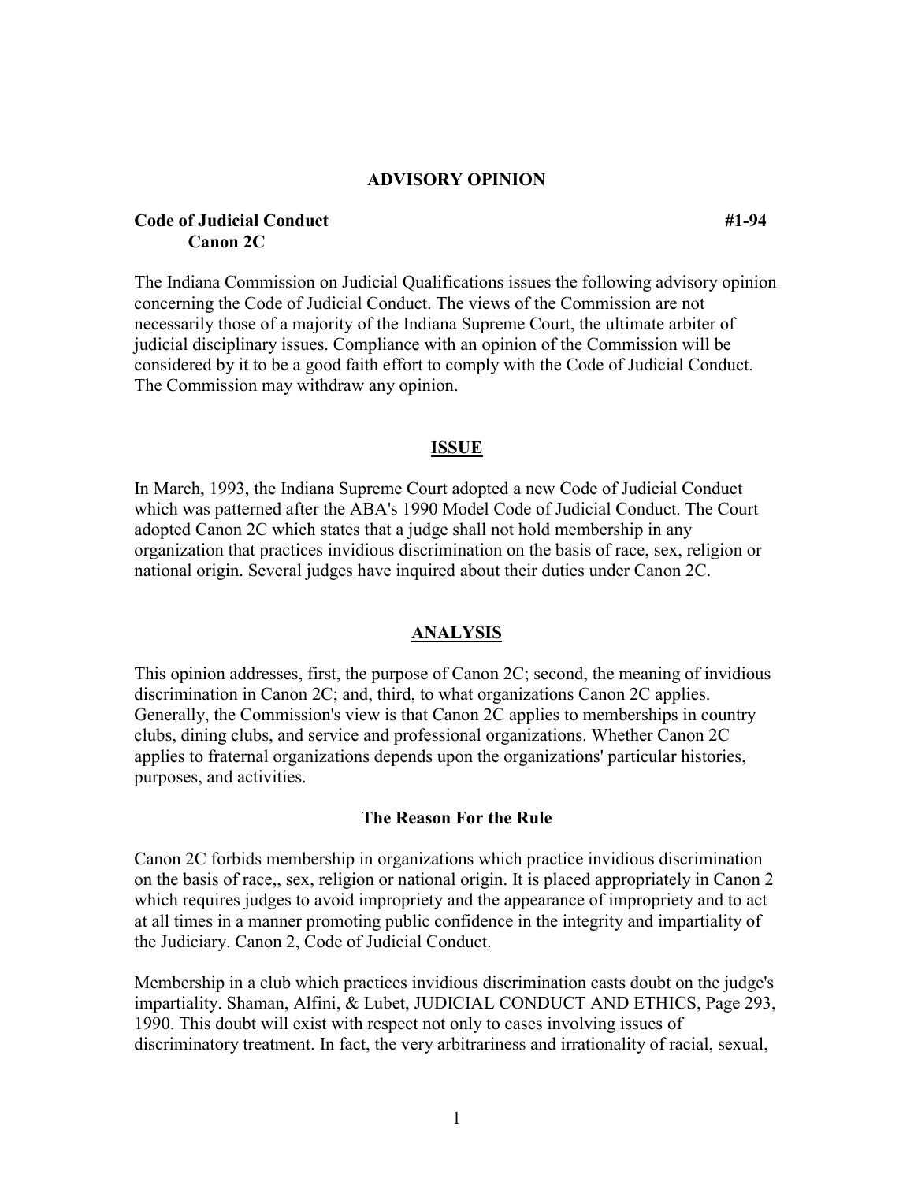## ADVISORY OPINION

**Code of Judicial Conduct** **#1-94**
**Canon 2C**

The Indiana Commission on Judicial Qualifications issues the following advisory opinion concerning the Code of Judicial Conduct. The views of the Commission are not necessarily those of a majority of the Indiana Supreme Court, the ultimate arbiter of judicial disciplinary issues. Compliance with an opinion of the Commission will be considered by it to be a good faith effort to comply with the Code of Judicial Conduct. The Commission may withdraw any opinion.

## ISSUE

In March, 1993, the Indiana Supreme Court adopted a new Code of Judicial Conduct which was patterned after the ABA's 1990 Model Code of Judicial Conduct. The Court adopted Canon 2C which states that a judge shall not hold membership in any organization that practices invidious discrimination on the basis of race, sex, religion or national origin. Several judges have inquired about their duties under Canon 2C.

## ANALYSIS

This opinion addresses, first, the purpose of Canon 2C; second, the meaning of invidious discrimination in Canon 2C; and, third, to what organizations Canon 2C applies. Generally, the Commission's view is that Canon 2C applies to memberships in country clubs, dining clubs, and service and professional organizations. Whether Canon 2C applies to fraternal organizations depends upon the organizations' particular histories, purposes, and activities.

### The Reason For the Rule

Canon 2C forbids membership in organizations which practice invidious discrimination on the basis of race,, sex, religion or national origin. It is placed appropriately in Canon 2 which requires judges to avoid impropriety and the appearance of impropriety and to act at all times in a manner promoting public confidence in the integrity and impartiality of the Judiciary. Canon 2, Code of Judicial Conduct.

Membership in a club which practices invidious discrimination casts doubt on the judge's impartiality. Shaman, Alfini, & Lubet, JUDICIAL CONDUCT AND ETHICS, Page 293, 1990. This doubt will exist with respect not only to cases involving issues of discriminatory treatment. In fact, the very arbitrariness and irrationality of racial, sexual,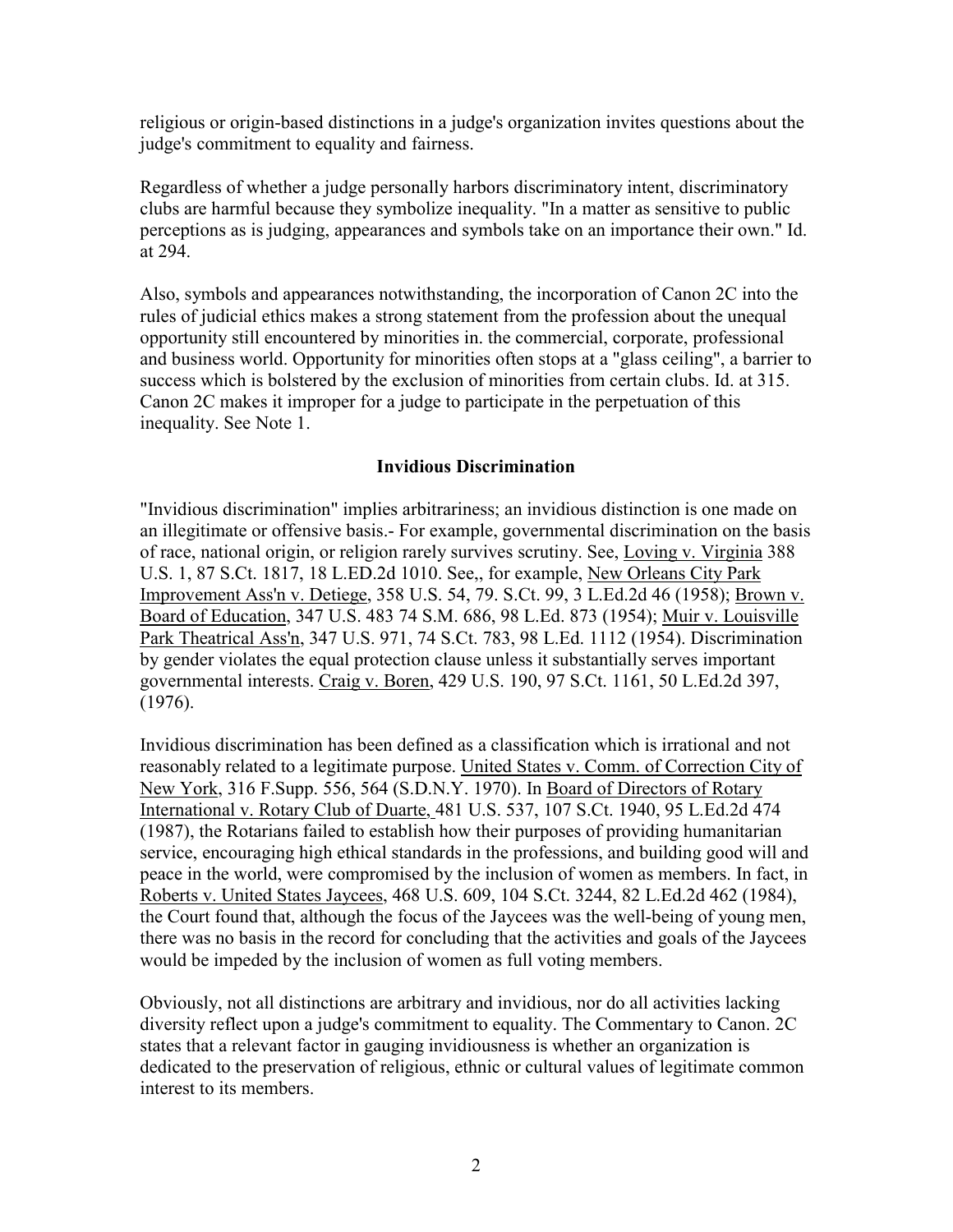religious or origin-based distinctions in a judge's organization invites questions about the judge's commitment to equality and fairness.

Regardless of whether a judge personally harbors discriminatory intent, discriminatory clubs are harmful because they symbolize inequality. "In a matter as sensitive to public perceptions as is judging, appearances and symbols take on an importance their own." Id. at 294.

Also, symbols and appearances notwithstanding, the incorporation of Canon 2C into the rules of judicial ethics makes a strong statement from the profession about the unequal opportunity still encountered by minorities in. the commercial, corporate, professional and business world. Opportunity for minorities often stops at a "glass ceiling", a barrier to success which is bolstered by the exclusion of minorities from certain clubs. Id. at 315. Canon 2C makes it improper for a judge to participate in the perpetuation of this inequality. See Note 1.

### Invidious Discrimination

"Invidious discrimination" implies arbitrariness; an invidious distinction is one made on an illegitimate or offensive basis.- For example, governmental discrimination on the basis of race, national origin, or religion rarely survives scrutiny. See, Loving v. Virginia 388 U.S. 1, 87 S.Ct. 1817, 18 L.ED.2d 1010. See,, for example, New Orleans City Park Improvement Ass'n v. Detiege, 358 U.S. 54, 79. S.Ct. 99, 3 L.Ed.2d 46 (1958); Brown v. Board of Education, 347 U.S. 483 74 S.M. 686, 98 L.Ed. 873 (1954); Muir v. Louisville Park Theatrical Ass'n, 347 U.S. 971, 74 S.Ct. 783, 98 L.Ed. 1112 (1954). Discrimination by gender violates the equal protection clause unless it substantially serves important governmental interests. Craig v. Boren, 429 U.S. 190, 97 S.Ct. 1161, 50 L.Ed.2d 397, (1976).

Invidious discrimination has been defined as a classification which is irrational and not reasonably related to a legitimate purpose. United States v. Comm. of Correction City of New York, 316 F.Supp. 556, 564 (S.D.N.Y. 1970). In Board of Directors of Rotary International v. Rotary Club of Duarte, 481 U.S. 537, 107 S.Ct. 1940, 95 L.Ed.2d 474 (1987), the Rotarians failed to establish how their purposes of providing humanitarian service, encouraging high ethical standards in the professions, and building good will and peace in the world, were compromised by the inclusion of women as members. In fact, in Roberts v. United States Jaycees, 468 U.S. 609, 104 S.Ct. 3244, 82 L.Ed.2d 462 (1984), the Court found that, although the focus of the Jaycees was the well-being of young men, there was no basis in the record for concluding that the activities and goals of the Jaycees would be impeded by the inclusion of women as full voting members.

Obviously, not all distinctions are arbitrary and invidious, nor do all activities lacking diversity reflect upon a judge's commitment to equality. The Commentary to Canon. 2C states that a relevant factor in gauging invidiousness is whether an organization is dedicated to the preservation of religious, ethnic or cultural values of legitimate common interest to its members.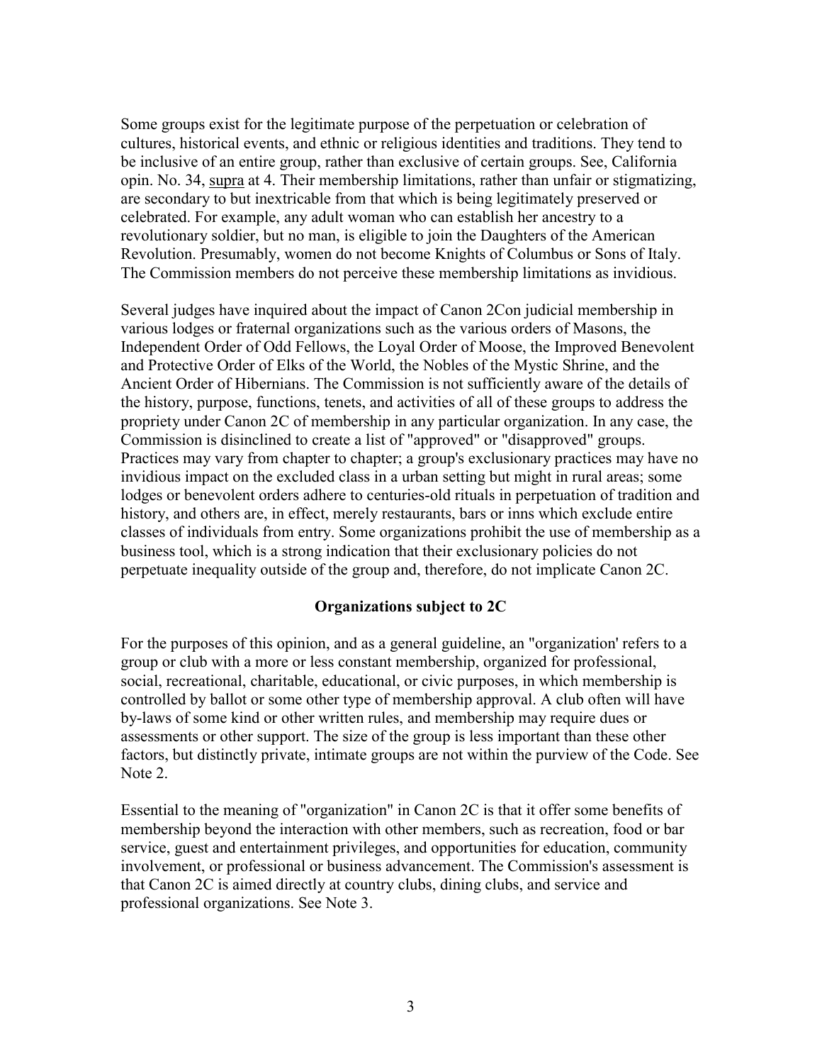Some groups exist for the legitimate purpose of the perpetuation or celebration of cultures, historical events, and ethnic or religious identities and traditions. They tend to be inclusive of an entire group, rather than exclusive of certain groups. See, California opin. No. 34, supra at 4. Their membership limitations, rather than unfair or stigmatizing, are secondary to but inextricable from that which is being legitimately preserved or celebrated. For example, any adult woman who can establish her ancestry to a revolutionary soldier, but no man, is eligible to join the Daughters of the American Revolution. Presumably, women do not become Knights of Columbus or Sons of Italy. The Commission members do not perceive these membership limitations as invidious.

Several judges have inquired about the impact of Canon 2Con judicial membership in various lodges or fraternal organizations such as the various orders of Masons, the Independent Order of Odd Fellows, the Loyal Order of Moose, the Improved Benevolent and Protective Order of Elks of the World, the Nobles of the Mystic Shrine, and the Ancient Order of Hibernians. The Commission is not sufficiently aware of the details of the history, purpose, functions, tenets, and activities of all of these groups to address the propriety under Canon 2C of membership in any particular organization. In any case, the Commission is disinclined to create a list of "approved" or "disapproved" groups. Practices may vary from chapter to chapter; a group's exclusionary practices may have no invidious impact on the excluded class in a urban setting but might in rural areas; some lodges or benevolent orders adhere to centuries-old rituals in perpetuation of tradition and history, and others are, in effect, merely restaurants, bars or inns which exclude entire classes of individuals from entry. Some organizations prohibit the use of membership as a business tool, which is a strong indication that their exclusionary policies do not perpetuate inequality outside of the group and, therefore, do not implicate Canon 2C.

**Organizations subject to 2C**

For the purposes of this opinion, and as a general guideline, an "organization' refers to a group or club with a more or less constant membership, organized for professional, social, recreational, charitable, educational, or civic purposes, in which membership is controlled by ballot or some other type of membership approval. A club often will have by-laws of some kind or other written rules, and membership may require dues or assessments or other support. The size of the group is less important than these other factors, but distinctly private, intimate groups are not within the purview of the Code. See Note 2.

Essential to the meaning of "organization" in Canon 2C is that it offer some benefits of membership beyond the interaction with other members, such as recreation, food or bar service, guest and entertainment privileges, and opportunities for education, community involvement, or professional or business advancement. The Commission's assessment is that Canon 2C is aimed directly at country clubs, dining clubs, and service and professional organizations. See Note 3.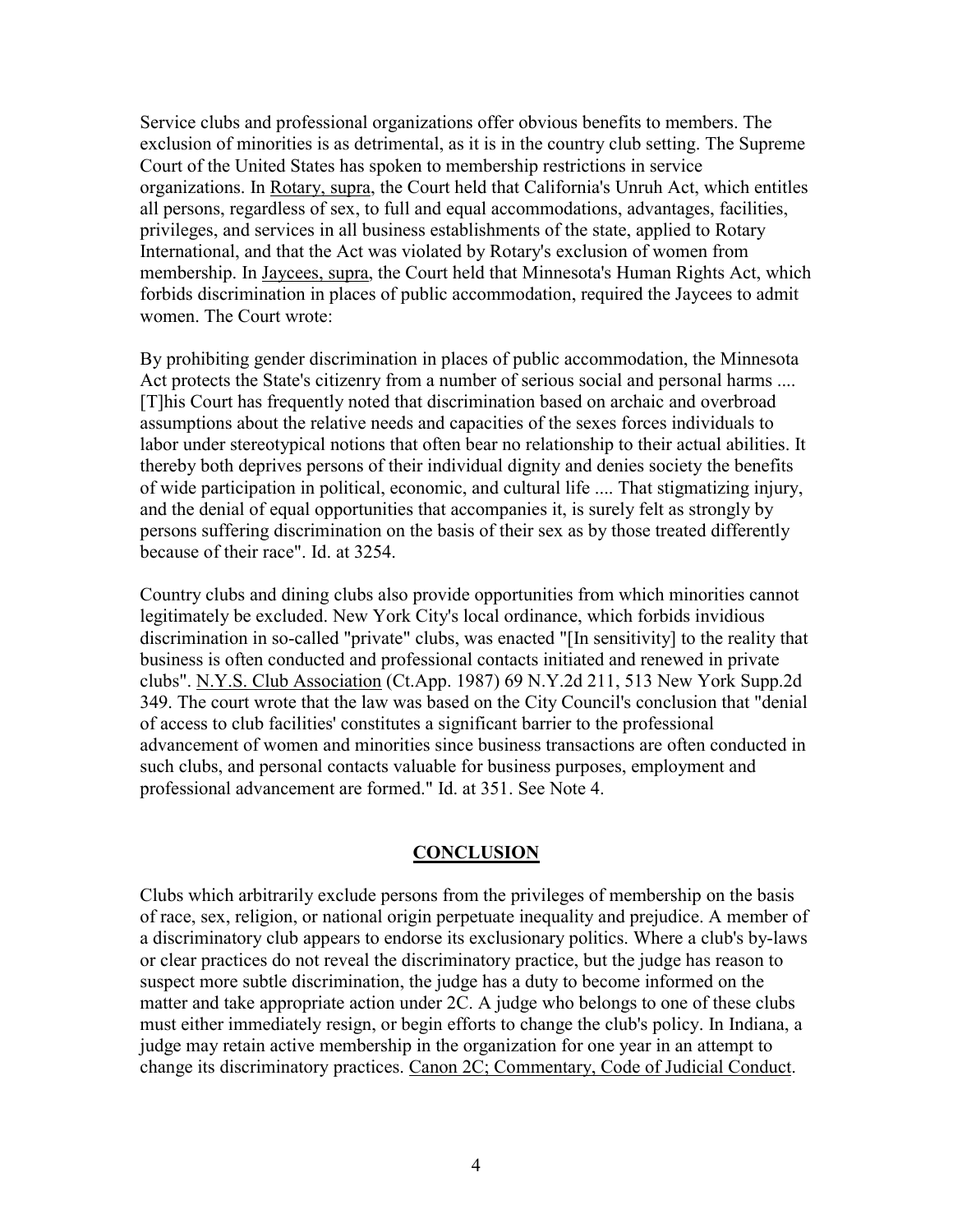Service clubs and professional organizations offer obvious benefits to members. The exclusion of minorities is as detrimental, as it is in the country club setting. The Supreme Court of the United States has spoken to membership restrictions in service organizations. In Rotary, supra, the Court held that California's Unruh Act, which entitles all persons, regardless of sex, to full and equal accommodations, advantages, facilities, privileges, and services in all business establishments of the state, applied to Rotary International, and that the Act was violated by Rotary's exclusion of women from membership. In Jaycees, supra, the Court held that Minnesota's Human Rights Act, which forbids discrimination in places of public accommodation, required the Jaycees to admit women. The Court wrote:

By prohibiting gender discrimination in places of public accommodation, the Minnesota Act protects the State's citizenry from a number of serious social and personal harms .... [T]his Court has frequently noted that discrimination based on archaic and overbroad assumptions about the relative needs and capacities of the sexes forces individuals to labor under stereotypical notions that often bear no relationship to their actual abilities. It thereby both deprives persons of their individual dignity and denies society the benefits of wide participation in political, economic, and cultural life .... That stigmatizing injury, and the denial of equal opportunities that accompanies it, is surely felt as strongly by persons suffering discrimination on the basis of their sex as by those treated differently because of their race". Id. at 3254.

Country clubs and dining clubs also provide opportunities from which minorities cannot legitimately be excluded. New York City's local ordinance, which forbids invidious discrimination in so-called "private" clubs, was enacted "[In sensitivity] to the reality that business is often conducted and professional contacts initiated and renewed in private clubs". N.Y.S. Club Association (Ct.App. 1987) 69 N.Y.2d 211, 513 New York Supp.2d 349. The court wrote that the law was based on the City Council's conclusion that "denial of access to club facilities' constitutes a significant barrier to the professional advancement of women and minorities since business transactions are often conducted in such clubs, and personal contacts valuable for business purposes, employment and professional advancement are formed." Id. at 351. See Note 4.

## CONCLUSION

Clubs which arbitrarily exclude persons from the privileges of membership on the basis of race, sex, religion, or national origin perpetuate inequality and prejudice. A member of a discriminatory club appears to endorse its exclusionary politics. Where a club's by-laws or clear practices do not reveal the discriminatory practice, but the judge has reason to suspect more subtle discrimination, the judge has a duty to become informed on the matter and take appropriate action under 2C. A judge who belongs to one of these clubs must either immediately resign, or begin efforts to change the club's policy. In Indiana, a judge may retain active membership in the organization for one year in an attempt to change its discriminatory practices. Canon 2C; Commentary, Code of Judicial Conduct.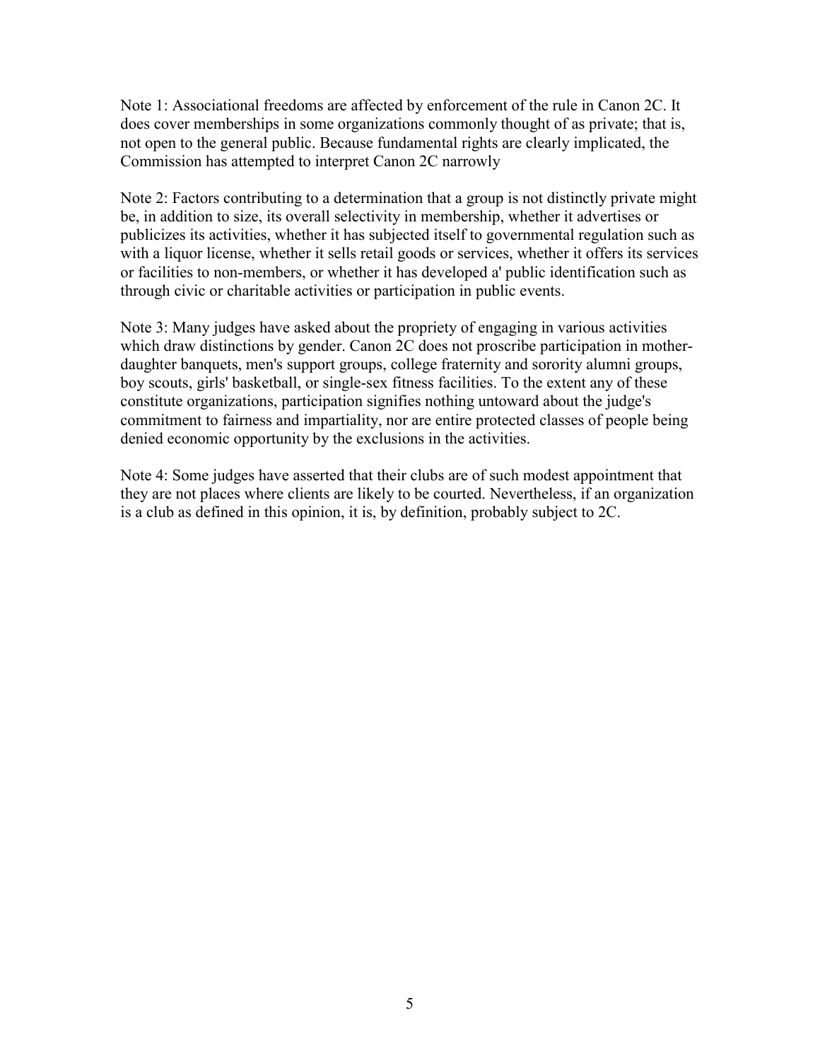Note 1: Associational freedoms are affected by enforcement of the rule in Canon 2C. It does cover memberships in some organizations commonly thought of as private; that is, not open to the general public. Because fundamental rights are clearly implicated, the Commission has attempted to interpret Canon 2C narrowly

Note 2: Factors contributing to a determination that a group is not distinctly private might be, in addition to size, its overall selectivity in membership, whether it advertises or publicizes its activities, whether it has subjected itself to governmental regulation such as with a liquor license, whether it sells retail goods or services, whether it offers its services or facilities to non-members, or whether it has developed a' public identification such as through civic or charitable activities or participation in public events.

Note 3: Many judges have asked about the propriety of engaging in various activities which draw distinctions by gender. Canon 2C does not proscribe participation in mother-daughter banquets, men's support groups, college fraternity and sorority alumni groups, boy scouts, girls' basketball, or single-sex fitness facilities. To the extent any of these constitute organizations, participation signifies nothing untoward about the judge's commitment to fairness and impartiality, nor are entire protected classes of people being denied economic opportunity by the exclusions in the activities.

Note 4: Some judges have asserted that their clubs are of such modest appointment that they are not places where clients are likely to be courted. Nevertheless, if an organization is a club as defined in this opinion, it is, by definition, probably subject to 2C.